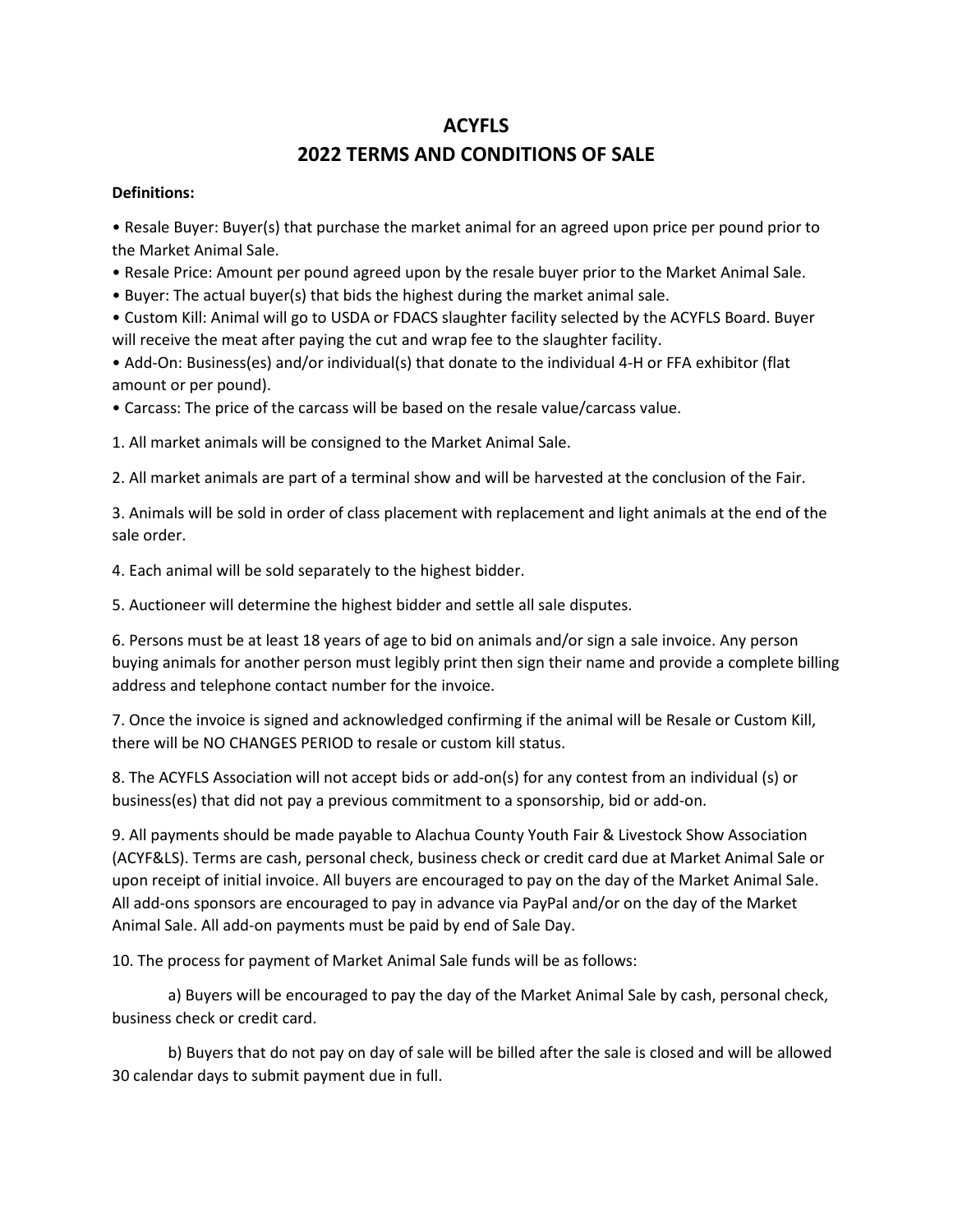# ACYFLS
# 2022 TERMS AND CONDITIONS OF SALE

**Definitions:**

• Resale Buyer: Buyer(s) that purchase the market animal for an agreed upon price per pound prior to the Market Animal Sale.
• Resale Price: Amount per pound agreed upon by the resale buyer prior to the Market Animal Sale.
• Buyer: The actual buyer(s) that bids the highest during the market animal sale.
• Custom Kill: Animal will go to USDA or FDACS slaughter facility selected by the ACYFLS Board. Buyer will receive the meat after paying the cut and wrap fee to the slaughter facility.
• Add-On: Business(es) and/or individual(s) that donate to the individual 4-H or FFA exhibitor (flat amount or per pound).
• Carcass: The price of the carcass will be based on the resale value/carcass value.

1. All market animals will be consigned to the Market Animal Sale.

2. All market animals are part of a terminal show and will be harvested at the conclusion of the Fair.

3. Animals will be sold in order of class placement with replacement and light animals at the end of the sale order.

4. Each animal will be sold separately to the highest bidder.

5. Auctioneer will determine the highest bidder and settle all sale disputes.

6. Persons must be at least 18 years of age to bid on animals and/or sign a sale invoice. Any person buying animals for another person must legibly print then sign their name and provide a complete billing address and telephone contact number for the invoice.

7. Once the invoice is signed and acknowledged confirming if the animal will be Resale or Custom Kill, there will be NO CHANGES PERIOD to resale or custom kill status.

8. The ACYFLS Association will not accept bids or add-on(s) for any contest from an individual (s) or business(es) that did not pay a previous commitment to a sponsorship, bid or add-on.

9. All payments should be made payable to Alachua County Youth Fair & Livestock Show Association (ACYF&LS). Terms are cash, personal check, business check or credit card due at Market Animal Sale or upon receipt of initial invoice. All buyers are encouraged to pay on the day of the Market Animal Sale. All add-ons sponsors are encouraged to pay in advance via PayPal and/or on the day of the Market Animal Sale. All add-on payments must be paid by end of Sale Day.

10. The process for payment of Market Animal Sale funds will be as follows:

   a) Buyers will be encouraged to pay the day of the Market Animal Sale by cash, personal check, business check or credit card.

   b) Buyers that do not pay on day of sale will be billed after the sale is closed and will be allowed 30 calendar days to submit payment due in full.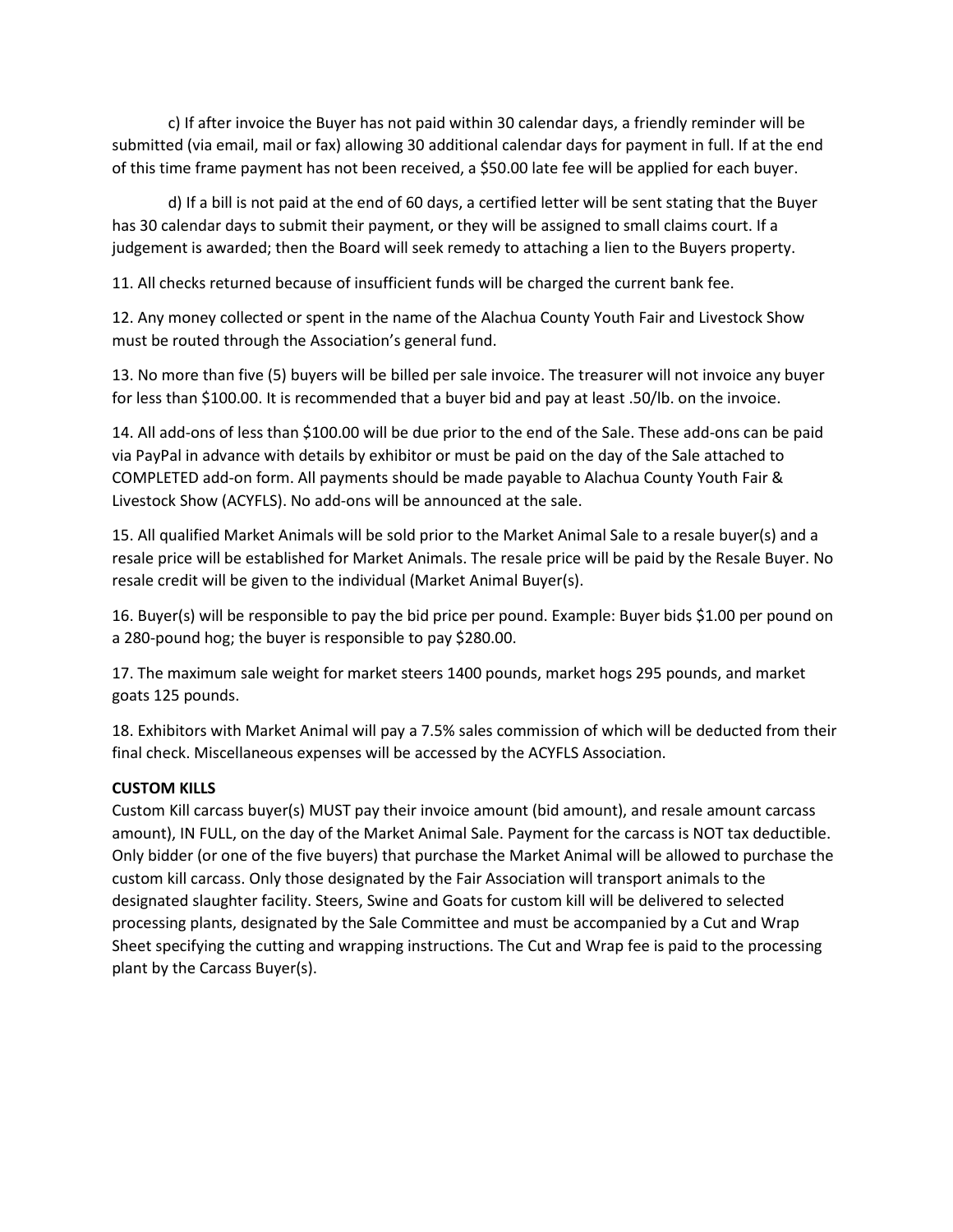c) If after invoice the Buyer has not paid within 30 calendar days, a friendly reminder will be submitted (via email, mail or fax) allowing 30 additional calendar days for payment in full. If at the end of this time frame payment has not been received, a $50.00 late fee will be applied for each buyer.

d) If a bill is not paid at the end of 60 days, a certified letter will be sent stating that the Buyer has 30 calendar days to submit their payment, or they will be assigned to small claims court. If a judgement is awarded; then the Board will seek remedy to attaching a lien to the Buyers property.

11. All checks returned because of insufficient funds will be charged the current bank fee.

12. Any money collected or spent in the name of the Alachua County Youth Fair and Livestock Show must be routed through the Association's general fund.

13. No more than five (5) buyers will be billed per sale invoice. The treasurer will not invoice any buyer for less than $100.00. It is recommended that a buyer bid and pay at least .50/lb. on the invoice.

14. All add-ons of less than $100.00 will be due prior to the end of the Sale. These add-ons can be paid via PayPal in advance with details by exhibitor or must be paid on the day of the Sale attached to COMPLETED add-on form. All payments should be made payable to Alachua County Youth Fair & Livestock Show (ACYFLS). No add-ons will be announced at the sale.

15. All qualified Market Animals will be sold prior to the Market Animal Sale to a resale buyer(s) and a resale price will be established for Market Animals. The resale price will be paid by the Resale Buyer. No resale credit will be given to the individual (Market Animal Buyer(s).

16. Buyer(s) will be responsible to pay the bid price per pound. Example: Buyer bids $1.00 per pound on a 280-pound hog; the buyer is responsible to pay $280.00.

17. The maximum sale weight for market steers 1400 pounds, market hogs 295 pounds, and market goats 125 pounds.

18. Exhibitors with Market Animal will pay a 7.5% sales commission of which will be deducted from their final check. Miscellaneous expenses will be accessed by the ACYFLS Association.

**CUSTOM KILLS**

Custom Kill carcass buyer(s) MUST pay their invoice amount (bid amount), and resale amount carcass amount), IN FULL, on the day of the Market Animal Sale. Payment for the carcass is NOT tax deductible. Only bidder (or one of the five buyers) that purchase the Market Animal will be allowed to purchase the custom kill carcass. Only those designated by the Fair Association will transport animals to the designated slaughter facility. Steers, Swine and Goats for custom kill will be delivered to selected processing plants, designated by the Sale Committee and must be accompanied by a Cut and Wrap Sheet specifying the cutting and wrapping instructions. The Cut and Wrap fee is paid to the processing plant by the Carcass Buyer(s).